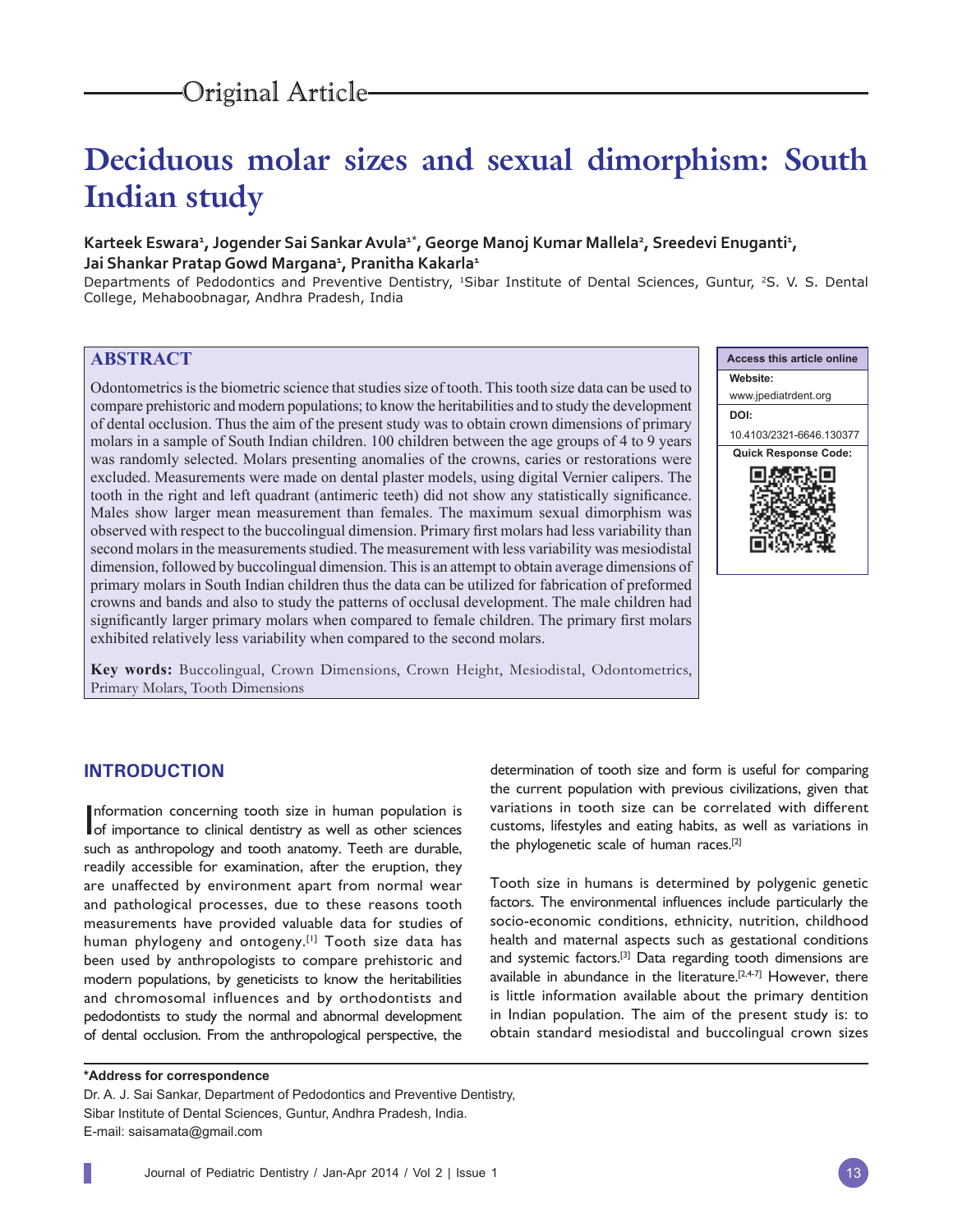Original Article

# Deciduous molar sizes and sexual dimorphism: South Indian study

**Karteek Eswara[1], Jogender Sai Sankar Avula[1*], George Manoj Kumar Mallela[2], Sreedevi Enuganti[1], Jai Shankar Pratap Gowd Margana[1], Pranitha Kakarla[1]**

Departments of Pedodontics and Preventive Dentistry, [1]Sibar Institute of Dental Sciences, Guntur, [2]S. V. S. Dental College, Mehaboobnagar, Andhra Pradesh, India

## ABSTRACT

Odontometrics is the biometric science that studies size of tooth. This tooth size data can be used to compare prehistoric and modern populations; to know the heritabilities and to study the development of dental occlusion. Thus the aim of the present study was to obtain crown dimensions of primary molars in a sample of South Indian children. 100 children between the age groups of 4 to 9 years was randomly selected. Molars presenting anomalies of the crowns, caries or restorations were excluded. Measurements were made on dental plaster models, using digital Vernier calipers. The tooth in the right and left quadrant (antimeric teeth) did not show any statistically significance. Males show larger mean measurement than females. The maximum sexual dimorphism was observed with respect to the buccolingual dimension. Primary first molars had less variability than second molars in the measurements studied. The measurement with less variability was mesiodistal dimension, followed by buccolingual dimension. This is an attempt to obtain average dimensions of primary molars in South Indian children thus the data can be utilized for fabrication of preformed crowns and bands and also to study the patterns of occlusal development. The male children had significantly larger primary molars when compared to female children. The primary first molars exhibited relatively less variability when compared to the second molars.

**Key words:** Buccolingual, Crown Dimensions, Crown Height, Mesiodistal, Odontometrics, Primary Molars, Tooth Dimensions

| Access this article online |
|---|
| **Website:** www.jpediatrdent.org |
| **DOI:** 10.4103/2321-6646.130377 |
| **Quick Response Code:** |

## INTRODUCTION

Information concerning tooth size in human population is of importance to clinical dentistry as well as other sciences such as anthropology and tooth anatomy. Teeth are durable, readily accessible for examination, after the eruption, they are unaffected by environment apart from normal wear and pathological processes, due to these reasons tooth measurements have provided valuable data for studies of human phylogeny and ontogeny.[1] Tooth size data has been used by anthropologists to compare prehistoric and modern populations, by geneticists to know the heritabilities and chromosomal influences and by orthodontists and pedodontists to study the normal and abnormal development of dental occlusion. From the anthropological perspective, the determination of tooth size and form is useful for comparing the current population with previous civilizations, given that variations in tooth size can be correlated with different customs, lifestyles and eating habits, as well as variations in the phylogenetic scale of human races.[2]

Tooth size in humans is determined by polygenic genetic factors. The environmental influences include particularly the socio-economic conditions, ethnicity, nutrition, childhood health and maternal aspects such as gestational conditions and systemic factors.[3] Data regarding tooth dimensions are available in abundance in the literature.[2,4-7] However, there is little information available about the primary dentition in Indian population. The aim of the present study is: to obtain standard mesiodistal and buccolingual crown sizes

**\*Address for correspondence**
Dr. A. J. Sai Sankar, Department of Pedodontics and Preventive Dentistry, Sibar Institute of Dental Sciences, Guntur, Andhra Pradesh, India.
E-mail: saisamata@gmail.com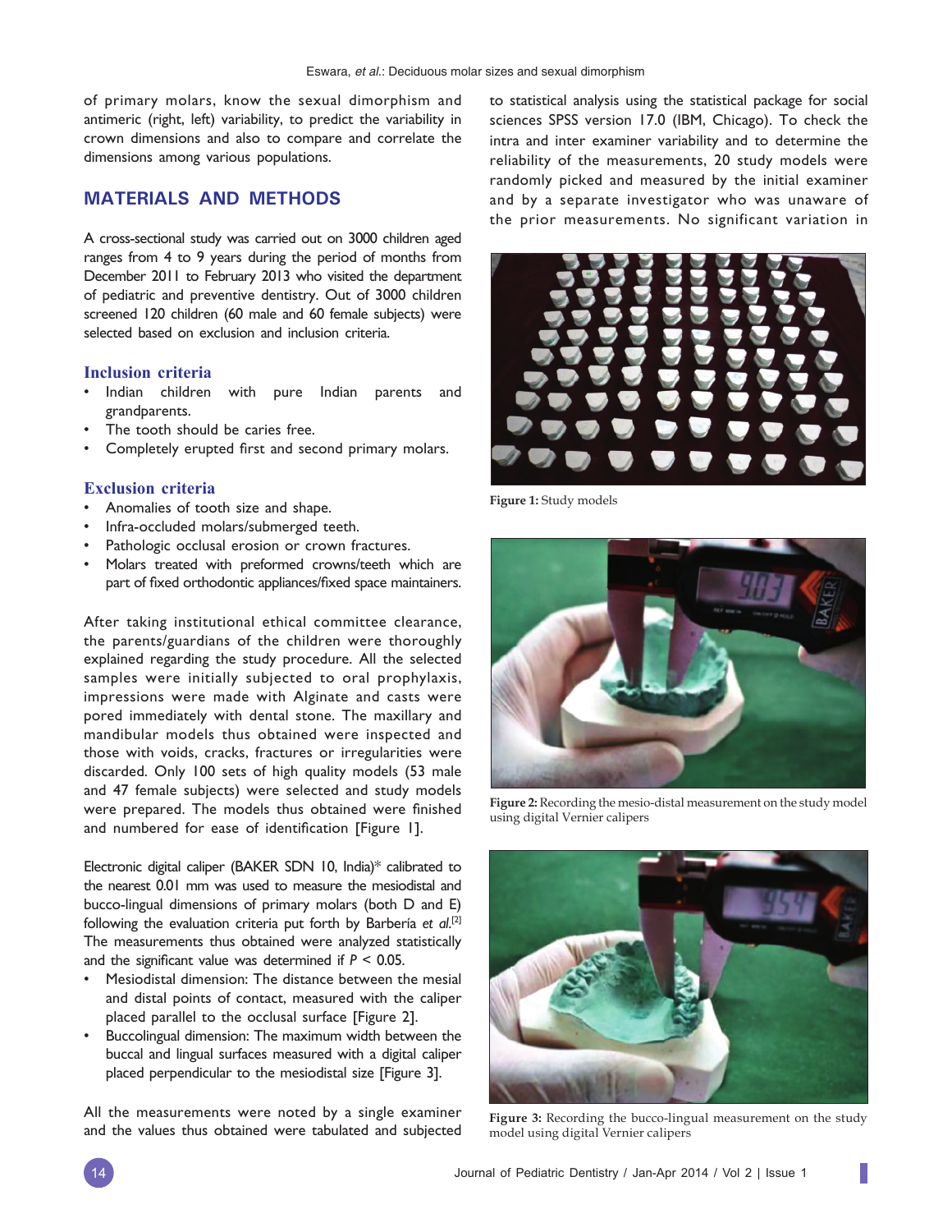of primary molars, know the sexual dimorphism and antimeric (right, left) variability, to predict the variability in crown dimensions and also to compare and correlate the dimensions among various populations.

## MATERIALS AND METHODS

A cross-sectional study was carried out on 3000 children aged ranges from 4 to 9 years during the period of months from December 2011 to February 2013 who visited the department of pediatric and preventive dentistry. Out of 3000 children screened 120 children (60 male and 60 female subjects) were selected based on exclusion and inclusion criteria.

### Inclusion criteria

- Indian children with pure Indian parents and grandparents.
- The tooth should be caries free.
- Completely erupted first and second primary molars.

### Exclusion criteria

- Anomalies of tooth size and shape.
- Infra-occluded molars/submerged teeth.
- Pathologic occlusal erosion or crown fractures.
- Molars treated with preformed crowns/teeth which are part of fixed orthodontic appliances/fixed space maintainers.

After taking institutional ethical committee clearance, the parents/guardians of the children were thoroughly explained regarding the study procedure. All the selected samples were initially subjected to oral prophylaxis, impressions were made with Alginate and casts were pored immediately with dental stone. The maxillary and mandibular models thus obtained were inspected and those with voids, cracks, fractures or irregularities were discarded. Only 100 sets of high quality models (53 male and 47 female subjects) were selected and study models were prepared. The models thus obtained were finished and numbered for ease of identification [Figure 1].

Electronic digital caliper (BAKER SDN 10, India)* calibrated to the nearest 0.01 mm was used to measure the mesiodistal and bucco-lingual dimensions of primary molars (both D and E) following the evaluation criteria put forth by Barbería *et al.*[2] The measurements thus obtained were analyzed statistically and the significant value was determined if $P < 0.05$.

- Mesiodistal dimension: The distance between the mesial and distal points of contact, measured with the caliper placed parallel to the occlusal surface [Figure 2].
- Buccolingual dimension: The maximum width between the buccal and lingual surfaces measured with a digital caliper placed perpendicular to the mesiodistal size [Figure 3].

All the measurements were noted by a single examiner and the values thus obtained were tabulated and subjected to statistical analysis using the statistical package for social sciences SPSS version 17.0 (IBM, Chicago). To check the intra and inter examiner variability and to determine the reliability of the measurements, 20 study models were randomly picked and measured by the initial examiner and by a separate investigator who was unaware of the prior measurements. No significant variation in

**Figure 1:** Study models

**Figure 2:** Recording the mesio-distal measurement on the study model using digital Vernier calipers

**Figure 3:** Recording the bucco-lingual measurement on the study model using digital Vernier calipers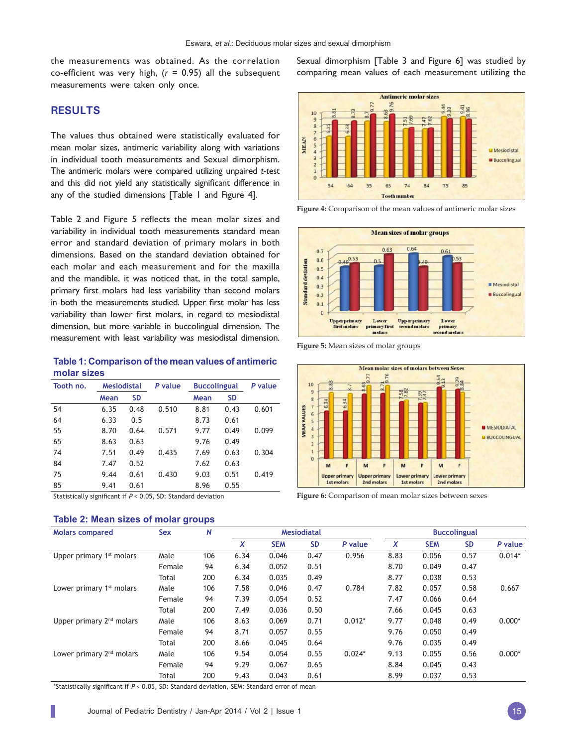the measurements was obtained. As the correlation co-efficient was very high, ($r$ = 0.95) all the subsequent measurements were taken only once.

## RESULTS

The values thus obtained were statistically evaluated for mean molar sizes, antimeric variability along with variations in individual tooth measurements and Sexual dimorphism. The antimeric molars were compared utilizing unpaired $t$-test and this did not yield any statistically significant difference in any of the studied dimensions [Table 1 and Figure 4].

Table 2 and Figure 5 reflects the mean molar sizes and variability in individual tooth measurements standard mean error and standard deviation of primary molars in both dimensions. Based on the standard deviation obtained for each molar and each measurement and for the maxilla and the mandible, it was noticed that, in the total sample, primary first molars had less variability than second molars in both the measurements studied. Upper first molar has less variability than lower first molars, in regard to mesiodistal dimension, but more variable in buccolingual dimension. The measurement with least variability was mesiodistal dimension.

Sexual dimorphism [Table 3 and Figure 6] was studied by comparing mean values of each measurement utilizing the

**Table 1: Comparison of the mean values of antimeric molar sizes**

| Tooth no. | Mesiodistal | | $P$ value | Buccolingual | | $P$ value |
|---|---|---|---|---|---|---|
| | Mean | SD | | Mean | SD | |
| 54 | 6.35 | 0.48 | 0.510 | 8.81 | 0.43 | 0.601 |
| 64 | 6.33 | 0.5 | | 8.73 | 0.61 | |
| 55 | 8.70 | 0.64 | 0.571 | 9.77 | 0.49 | 0.099 |
| 65 | 8.63 | 0.63 | | 9.76 | 0.49 | |
| 74 | 7.51 | 0.49 | 0.435 | 7.69 | 0.63 | 0.304 |
| 84 | 7.47 | 0.52 | | 7.62 | 0.63 | |
| 75 | 9.44 | 0.61 | 0.430 | 9.03 | 0.51 | 0.419 |
| 85 | 9.41 | 0.61 | | 8.96 | 0.55 | |

Statistically significant if $P < 0.05$, SD: Standard deviation

Figure 4: Comparison of the mean values of antimeric molar sizes

Figure 5: Mean sizes of molar groups

Figure 6: Comparison of mean molar sizes between sexes

**Table 2: Mean sizes of molar groups**

| Molars compared | Sex | $N$ | Mesiodiatal | | | | Buccolingual | | | |
|---|---|---|---|---|---|---|---|---|---|---|
| | | | $X$ | SEM | SD | $P$ value | $X$ | SEM | SD | $P$ value |
| Upper primary 1st molars | Male | 106 | 6.34 | 0.046 | 0.47 | 0.956 | 8.83 | 0.056 | 0.57 | 0.014* |
| | Female | 94 | 6.34 | 0.052 | 0.51 | | 8.70 | 0.049 | 0.47 | |
| | Total | 200 | 6.34 | 0.035 | 0.49 | | 8.77 | 0.038 | 0.53 | |
| Lower primary 1st molars | Male | 106 | 7.58 | 0.046 | 0.47 | 0.784 | 7.82 | 0.057 | 0.58 | 0.667 |
| | Female | 94 | 7.39 | 0.054 | 0.52 | | 7.47 | 0.066 | 0.64 | |
| | Total | 200 | 7.49 | 0.036 | 0.50 | | 7.66 | 0.045 | 0.63 | |
| Upper primary 2nd molars | Male | 106 | 8.63 | 0.069 | 0.71 | 0.012* | 9.77 | 0.048 | 0.49 | 0.000* |
| | Female | 94 | 8.71 | 0.057 | 0.55 | | 9.76 | 0.050 | 0.49 | |
| | Total | 200 | 8.66 | 0.045 | 0.64 | | 9.76 | 0.035 | 0.49 | |
| Lower primary 2nd molars | Male | 106 | 9.54 | 0.054 | 0.55 | 0.024* | 9.13 | 0.055 | 0.56 | 0.000* |
| | Female | 94 | 9.29 | 0.067 | 0.65 | | 8.84 | 0.045 | 0.43 | |
| | Total | 200 | 9.43 | 0.043 | 0.61 | | 8.99 | 0.037 | 0.53 | |

*Statistically significant if $P < 0.05$, SD: Standard deviation, SEM: Standard error of mean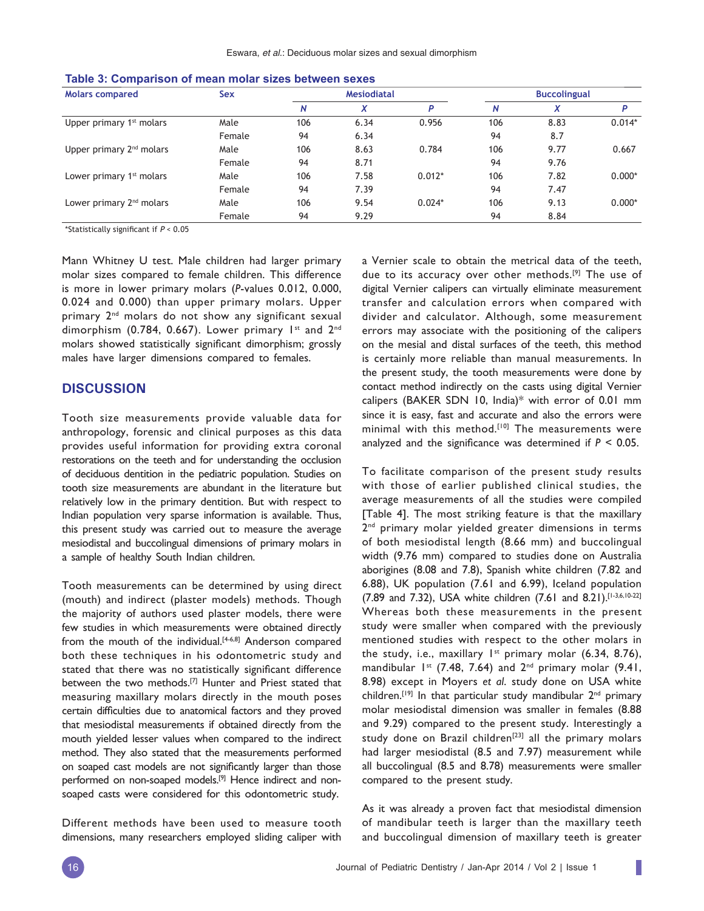**Table 3: Comparison of mean molar sizes between sexes**

| Molars compared | Sex | Mesiodistal | | | Buccolingual | | |
|---|---|---|---|---|---|---|---|
| | | *N* | *X* | *P* | *N* | *X* | *P* |
| Upper primary 1st molars | Male | 106 | 6.34 | 0.956 | 106 | 8.83 | 0.014* |
| | Female | 94 | 6.34 | | 94 | 8.7 | |
| Upper primary 2nd molars | Male | 106 | 8.63 | 0.784 | 106 | 9.77 | 0.667 |
| | Female | 94 | 8.71 | | 94 | 9.76 | |
| Lower primary 1st molars | Male | 106 | 7.58 | 0.012* | 106 | 7.82 | 0.000* |
| | Female | 94 | 7.39 | | 94 | 7.47 | |
| Lower primary 2nd molars | Male | 106 | 9.54 | 0.024* | 106 | 9.13 | 0.000* |
| | Female | 94 | 9.29 | | 94 | 8.84 | |

*Statistically significant if $P < 0.05$

Mann Whitney U test. Male children had larger primary molar sizes compared to female children. This difference is more in lower primary molars (*P*-values 0.012, 0.000, 0.024 and 0.000) than upper primary molars. Upper primary 2nd molars do not show any significant sexual dimorphism (0.784, 0.667). Lower primary 1st and 2nd molars showed statistically significant dimorphism; grossly males have larger dimensions compared to females.

## DISCUSSION

Tooth size measurements provide valuable data for anthropology, forensic and clinical purposes as this data provides useful information for providing extra coronal restorations on the teeth and for understanding the occlusion of deciduous dentition in the pediatric population. Studies on tooth size measurements are abundant in the literature but relatively low in the primary dentition. But with respect to Indian population very sparse information is available. Thus, this present study was carried out to measure the average mesiodistal and buccolingual dimensions of primary molars in a sample of healthy South Indian children.

Tooth measurements can be determined by using direct (mouth) and indirect (plaster models) methods. Though the majority of authors used plaster models, there were few studies in which measurements were obtained directly from the mouth of the individual.[4-6,8] Anderson compared both these techniques in his odontometric study and stated that there was no statistically significant difference between the two methods.[7] Hunter and Priest stated that measuring maxillary molars directly in the mouth poses certain difficulties due to anatomical factors and they proved that mesiodistal measurements if obtained directly from the mouth yielded lesser values when compared to the indirect method. They also stated that the measurements performed on soaped cast models are not significantly larger than those performed on non-soaped models.[9] Hence indirect and non-soaped casts were considered for this odontometric study.

Different methods have been used to measure tooth dimensions, many researchers employed sliding caliper with a Vernier scale to obtain the metrical data of the teeth, due to its accuracy over other methods.[9] The use of digital Vernier calipers can virtually eliminate measurement transfer and calculation errors when compared with divider and calculator. Although, some measurement errors may associate with the positioning of the calipers on the mesial and distal surfaces of the teeth, this method is certainly more reliable than manual measurements. In the present study, the tooth measurements were done by contact method indirectly on the casts using digital Vernier calipers (BAKER SDN 10, India)* with error of 0.01 mm since it is easy, fast and accurate and also the errors were minimal with this method.[10] The measurements were analyzed and the significance was determined if $P < 0.05$.

To facilitate comparison of the present study results with those of earlier published clinical studies, the average measurements of all the studies were compiled [Table 4]. The most striking feature is that the maxillary 2nd primary molar yielded greater dimensions in terms of both mesiodistal length (8.66 mm) and buccolingual width (9.76 mm) compared to studies done on Australia aborigines (8.08 and 7.8), Spanish white children (7.82 and 6.88), UK population (7.61 and 6.99), Iceland population (7.89 and 7.32), USA white children (7.61 and 8.21).[1-3,6,10-22] Whereas both these measurements in the present study were smaller when compared with the previously mentioned studies with respect to the other molars in the study, i.e., maxillary 1st primary molar (6.34, 8.76), mandibular 1st (7.48, 7.64) and 2nd primary molar (9.41, 8.98) except in Moyers *et al*. study done on USA white children.[19] In that particular study mandibular 2nd primary molar mesiodistal dimension was smaller in females (8.88 and 9.29) compared to the present study. Interestingly a study done on Brazil children[23] all the primary molars had larger mesiodistal (8.5 and 7.97) measurement while all buccolingual (8.5 and 8.78) measurements were smaller compared to the present study.

As it was already a proven fact that mesiodistal dimension of mandibular teeth is larger than the maxillary teeth and buccolingual dimension of maxillary teeth is greater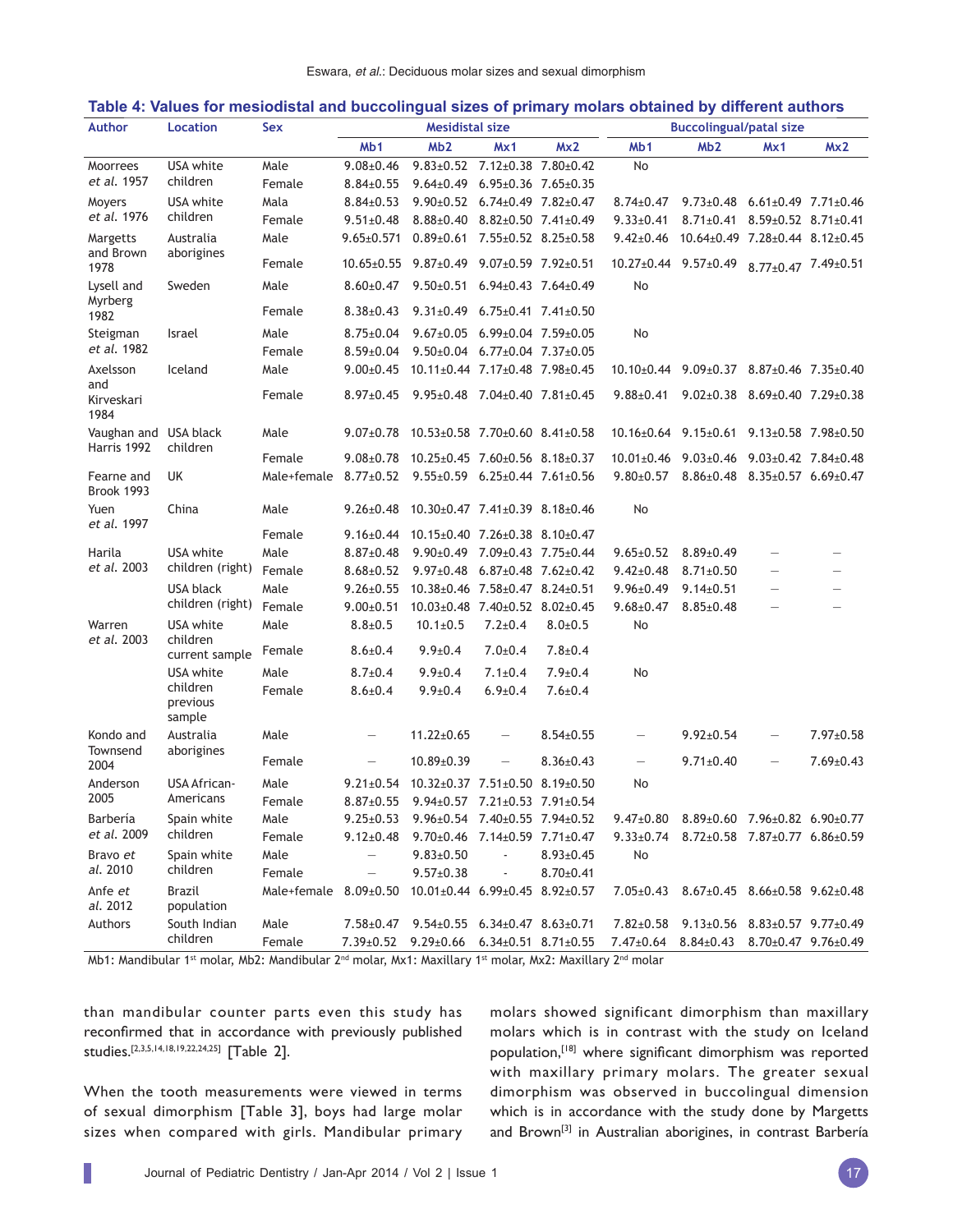**Table 4: Values for mesiodistal and buccolingual sizes of primary molars obtained by different authors**

| Author | Location | Sex | Mesidistal size | | | | Buccolingual/patal size | | | |
|---|---|---|---|---|---|---|---|---|---|---|
| | | | Mb1 | Mb2 | Mx1 | Mx2 | Mb1 | Mb2 | Mx1 | Mx2 |
| Moorrees *et al.* 1957 | USA white children | Male | 9.08±0.46 | 9.83±0.52 | 7.12±0.38 | 7.80±0.42 | No | | | |
| | | Female | 8.84±0.55 | 9.64±0.49 | 6.95±0.36 | 7.65±0.35 | | | | |
| Moyers *et al.* 1976 | USA white children | Mala | 8.84±0.53 | 9.90±0.52 | 6.74±0.49 | 7.82±0.47 | 8.74±0.47 | 9.73±0.48 | 6.61±0.49 | 7.71±0.46 |
| | | Female | 9.51±0.48 | 8.88±0.40 | 8.82±0.50 | 7.41±0.49 | 9.33±0.41 | 8.71±0.41 | 8.59±0.52 | 8.71±0.41 |
| Margetts and Brown 1978 | Australia aborigines | Male | 9.65±0.571 | 0.89±0.61 | 7.55±0.52 | 8.25±0.58 | 9.42±0.46 | 10.64±0.49 | 7.28±0.44 | 8.12±0.45 |
| | | Female | 10.65±0.55 | 9.87±0.49 | 9.07±0.59 | 7.92±0.51 | 10.27±0.44 | 9.57±0.49 | 8.77±0.47 | 7.49±0.51 |
| Lysell and Myrberg 1982 | Sweden | Male | 8.60±0.47 | 9.50±0.51 | 6.94±0.43 | 7.64±0.49 | No | | | |
| | | Female | 8.38±0.43 | 9.31±0.49 | 6.75±0.41 | 7.41±0.50 | | | | |
| Steigman *et al.* 1982 | Israel | Male | 8.75±0.04 | 9.67±0.05 | 6.99±0.04 | 7.59±0.05 | No | | | |
| | | Female | 8.59±0.04 | 9.50±0.04 | 6.77±0.04 | 7.37±0.05 | | | | |
| Axelsson and Kirveskari 1984 | Iceland | Male | 9.00±0.45 | 10.11±0.44 | 7.17±0.48 | 7.98±0.45 | 10.10±0.44 | 9.09±0.37 | 8.87±0.46 | 7.35±0.40 |
| | | Female | 8.97±0.45 | 9.95±0.48 | 7.04±0.40 | 7.81±0.45 | 9.88±0.41 | 9.02±0.38 | 8.69±0.40 | 7.29±0.38 |
| Vaughan and Harris 1992 | USA black children | Male | 9.07±0.78 | 10.53±0.58 | 7.70±0.60 | 8.41±0.58 | 10.16±0.64 | 9.15±0.61 | 9.13±0.58 | 7.98±0.50 |
| | | Female | 9.08±0.78 | 10.25±0.45 | 7.60±0.56 | 8.18±0.37 | 10.01±0.46 | 9.03±0.46 | 9.03±0.42 | 7.84±0.48 |
| Fearne and Brook 1993 | UK | Male+female | 8.77±0.52 | 9.55±0.59 | 6.25±0.44 | 7.61±0.56 | 9.80±0.57 | 8.86±0.48 | 8.35±0.57 | 6.69±0.47 |
| Yuen *et al.* 1997 | China | Male | 9.26±0.48 | 10.30±0.47 | 7.41±0.39 | 8.18±0.46 | No | | | |
| | | Female | 9.16±0.44 | 10.15±0.40 | 7.26±0.38 | 8.10±0.47 | | | | |
| Harila *et al.* 2003 | USA white children (right) | Male | 8.87±0.48 | 9.90±0.49 | 7.09±0.43 | 7.75±0.44 | 9.65±0.52 | 8.89±0.49 | – | – |
| | | Female | 8.68±0.52 | 9.97±0.48 | 6.87±0.48 | 7.62±0.42 | 9.42±0.48 | 8.71±0.50 | – | – |
| | USA black children (right) | Male | 9.26±0.55 | 10.38±0.46 | 7.58±0.47 | 8.24±0.51 | 9.96±0.49 | 9.14±0.51 | – | – |
| | | Female | 9.00±0.51 | 10.03±0.48 | 7.40±0.52 | 8.02±0.45 | 9.68±0.47 | 8.85±0.48 | – | – |
| Warren *et al.* 2003 | USA white children current sample | Male | 8.8±0.5 | 10.1±0.5 | 7.2±0.4 | 8.0±0.5 | No | | | |
| | | Female | 8.6±0.4 | 9.9±0.4 | 7.0±0.4 | 7.8±0.4 | | | | |
| | USA white children previous sample | Male | 8.7±0.4 | 9.9±0.4 | 7.1±0.4 | 7.9±0.4 | No | | | |
| | | Female | 8.6±0.4 | 9.9±0.4 | 6.9±0.4 | 7.6±0.4 | | | | |
| Kondo and Townsend 2004 | Australia aborigines | Male | – | 11.22±0.65 | – | 8.54±0.55 | – | 9.92±0.54 | – | 7.97±0.58 |
| | | Female | – | 10.89±0.39 | – | 8.36±0.43 | – | 9.71±0.40 | – | 7.69±0.43 |
| Anderson 2005 | USA African-Americans | Male | 9.21±0.54 | 10.32±0.37 | 7.51±0.50 | 8.19±0.50 | No | | | |
| | | Female | 8.87±0.55 | 9.94±0.57 | 7.21±0.53 | 7.91±0.54 | | | | |
| Barbería *et al.* 2009 | Spain white children | Male | 9.25±0.53 | 9.96±0.54 | 7.40±0.55 | 7.94±0.52 | 9.47±0.80 | 8.89±0.60 | 7.96±0.82 | 6.90±0.77 |
| | | Female | 9.12±0.48 | 9.70±0.46 | 7.14±0.59 | 7.71±0.47 | 9.33±0.74 | 8.72±0.58 | 7.87±0.77 | 6.86±0.59 |
| Bravo *et al.* 2010 | Spain white children | Male | – | 9.83±0.50 | - | 8.93±0.45 | No | | | |
| | | Female | – | 9.57±0.38 | - | 8.70±0.41 | | | | |
| Anfe *et al.* 2012 | Brazil population | Male+female | 8.09±0.50 | 10.01±0.44 | 6.99±0.45 | 8.92±0.57 | 7.05±0.43 | 8.67±0.45 | 8.66±0.58 | 9.62±0.48 |
| Authors | South Indian children | Male | 7.58±0.47 | 9.54±0.55 | 6.34±0.47 | 8.63±0.71 | 7.82±0.58 | 9.13±0.56 | 8.83±0.57 | 9.77±0.49 |
| | | Female | 7.39±0.52 | 9.29±0.66 | 6.34±0.51 | 8.71±0.55 | 7.47±0.64 | 8.84±0.43 | 8.70±0.47 | 9.76±0.49 |

Mb1: Mandibular 1st molar, Mb2: Mandibular 2nd molar, Mx1: Maxillary 1st molar, Mx2: Maxillary 2nd molar

than mandibular counter parts even this study has reconfirmed that in accordance with previously published studies.[2,3,5,14,18,19,22,24,25] [Table 2].

When the tooth measurements were viewed in terms of sexual dimorphism [Table 3], boys had large molar sizes when compared with girls. Mandibular primary molars showed significant dimorphism than maxillary molars which is in contrast with the study on Iceland population,[18] where significant dimorphism was reported with maxillary primary molars. The greater sexual dimorphism was observed in buccolingual dimension which is in accordance with the study done by Margetts and Brown[3] in Australian aborigines, in contrast Barbería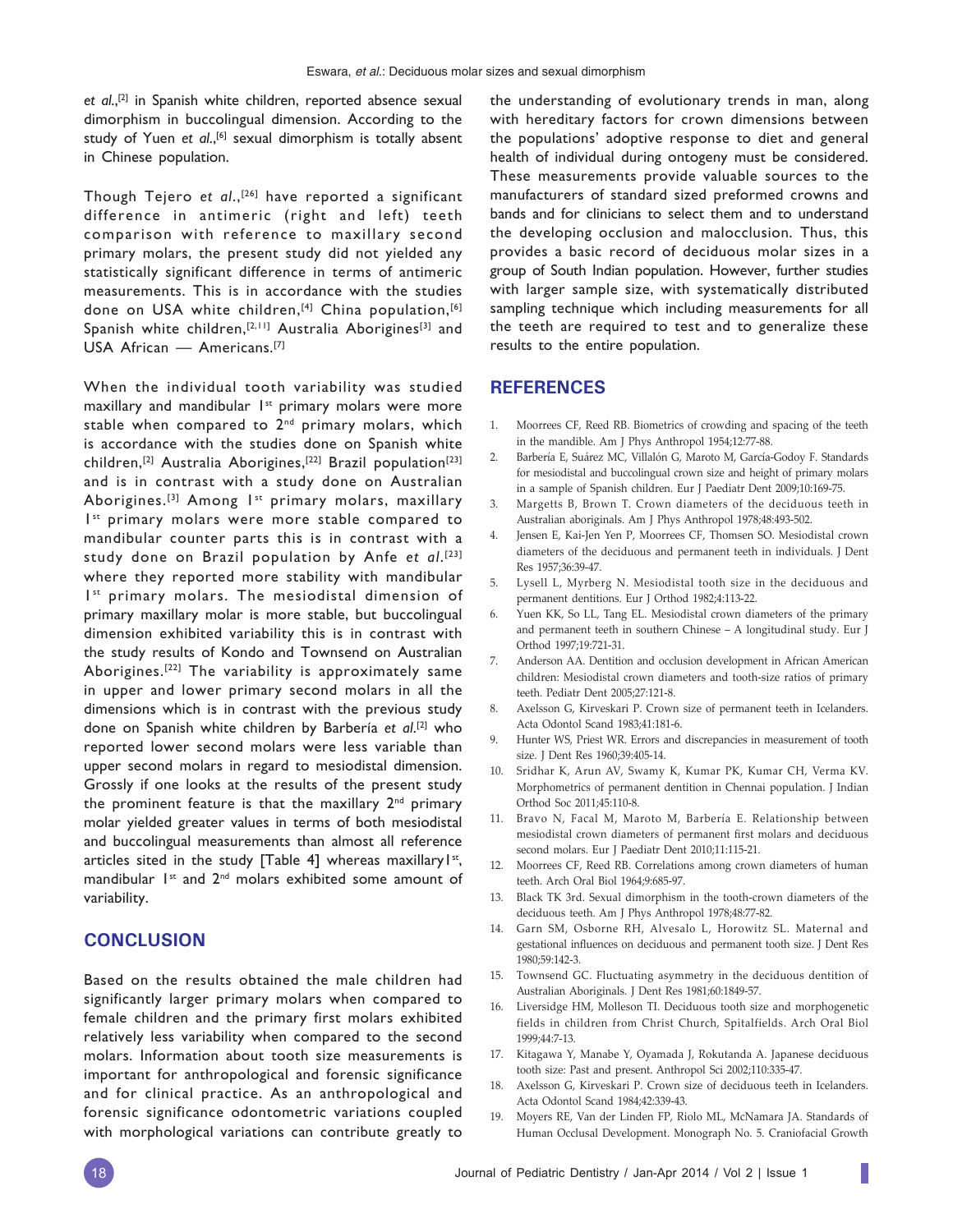*et al*.,[2] in Spanish white children, reported absence sexual dimorphism in buccolingual dimension. According to the study of Yuen *et al*.,[6] sexual dimorphism is totally absent in Chinese population.

Though Tejero *et al*.,[26] have reported a significant difference in antimeric (right and left) teeth comparison with reference to maxillary second primary molars, the present study did not yielded any statistically significant difference in terms of antimeric measurements. This is in accordance with the studies done on USA white children,[4] China population,[6] Spanish white children,[2,11] Australia Aborigines[3] and USA African — Americans.[7]

When the individual tooth variability was studied maxillary and mandibular 1st primary molars were more stable when compared to 2nd primary molars, which is accordance with the studies done on Spanish white children,[2] Australia Aborigines,[22] Brazil population[23] and is in contrast with a study done on Australian Aborigines.[3] Among 1st primary molars, maxillary 1st primary molars were more stable compared to mandibular counter parts this is in contrast with a study done on Brazil population by Anfe *et al*.[23] where they reported more stability with mandibular 1st primary molars. The mesiodistal dimension of primary maxillary molar is more stable, but buccolingual dimension exhibited variability this is in contrast with the study results of Kondo and Townsend on Australian Aborigines.[22] The variability is approximately same in upper and lower primary second molars in all the dimensions which is in contrast with the previous study done on Spanish white children by Barbería *et al*.[2] who reported lower second molars were less variable than upper second molars in regard to mesiodistal dimension. Grossly if one looks at the results of the present study the prominent feature is that the maxillary 2nd primary molar yielded greater values in terms of both mesiodistal and buccolingual measurements than almost all reference articles sited in the study [Table 4] whereas maxillary1st, mandibular 1st and 2nd molars exhibited some amount of variability.

## CONCLUSION

Based on the results obtained the male children had significantly larger primary molars when compared to female children and the primary first molars exhibited relatively less variability when compared to the second molars. Information about tooth size measurements is important for anthropological and forensic significance and for clinical practice. As an anthropological and forensic significance odontometric variations coupled with morphological variations can contribute greatly to the understanding of evolutionary trends in man, along with hereditary factors for crown dimensions between the populations' adoptive response to diet and general health of individual during ontogeny must be considered. These measurements provide valuable sources to the manufacturers of standard sized preformed crowns and bands and for clinicians to select them and to understand the developing occlusion and malocclusion. Thus, this provides a basic record of deciduous molar sizes in a group of South Indian population. However, further studies with larger sample size, with systematically distributed sampling technique which including measurements for all the teeth are required to test and to generalize these results to the entire population.

## REFERENCES

1. Moorrees CF, Reed RB. Biometrics of crowding and spacing of the teeth in the mandible. Am J Phys Anthropol 1954;12:77-88.
2. Barbería E, Suárez MC, Villalón G, Maroto M, García-Godoy F. Standards for mesiodistal and buccolingual crown size and height of primary molars in a sample of Spanish children. Eur J Paediatr Dent 2009;10:169-75.
3. Margetts B, Brown T. Crown diameters of the deciduous teeth in Australian aboriginals. Am J Phys Anthropol 1978;48:493-502.
4. Jensen E, Kai-Jen Yen P, Moorrees CF, Thomsen SO. Mesiodistal crown diameters of the deciduous and permanent teeth in individuals. J Dent Res 1957;36:39-47.
5. Lysell L, Myrberg N. Mesiodistal tooth size in the deciduous and permanent dentitions. Eur J Orthod 1982;4:113-22.
6. Yuen KK, So LL, Tang EL. Mesiodistal crown diameters of the primary and permanent teeth in southern Chinese – A longitudinal study. Eur J Orthod 1997;19:721-31.
7. Anderson AA. Dentition and occlusion development in African American children: Mesiodistal crown diameters and tooth-size ratios of primary teeth. Pediatr Dent 2005;27:121-8.
8. Axelsson G, Kirveskari P. Crown size of permanent teeth in Icelanders. Acta Odontol Scand 1983;41:181-6.
9. Hunter WS, Priest WR. Errors and discrepancies in measurement of tooth size. J Dent Res 1960;39:405-14.
10. Sridhar K, Arun AV, Swamy K, Kumar PK, Kumar CH, Verma KV. Morphometrics of permanent dentition in Chennai population. J Indian Orthod Soc 2011;45:110-8.
11. Bravo N, Facal M, Maroto M, Barbería E. Relationship between mesiodistal crown diameters of permanent first molars and deciduous second molars. Eur J Paediatr Dent 2010;11:115-21.
12. Moorrees CF, Reed RB. Correlations among crown diameters of human teeth. Arch Oral Biol 1964;9:685-97.
13. Black TK 3rd. Sexual dimorphism in the tooth-crown diameters of the deciduous teeth. Am J Phys Anthropol 1978;48:77-82.
14. Garn SM, Osborne RH, Alvesalo L, Horowitz SL. Maternal and gestational influences on deciduous and permanent tooth size. J Dent Res 1980;59:142-3.
15. Townsend GC. Fluctuating asymmetry in the deciduous dentition of Australian Aboriginals. J Dent Res 1981;60:1849-57.
16. Liversidge HM, Molleson TI. Deciduous tooth size and morphogenetic fields in children from Christ Church, Spitalfields. Arch Oral Biol 1999;44:7-13.
17. Kitagawa Y, Manabe Y, Oyamada J, Rokutanda A. Japanese deciduous tooth size: Past and present. Anthropol Sci 2002;110:335-47.
18. Axelsson G, Kirveskari P. Crown size of deciduous teeth in Icelanders. Acta Odontol Scand 1984;42:339-43.
19. Moyers RE, Van der Linden FP, Riolo ML, McNamara JA. Standards of Human Occlusal Development. Monograph No. 5. Craniofacial Growth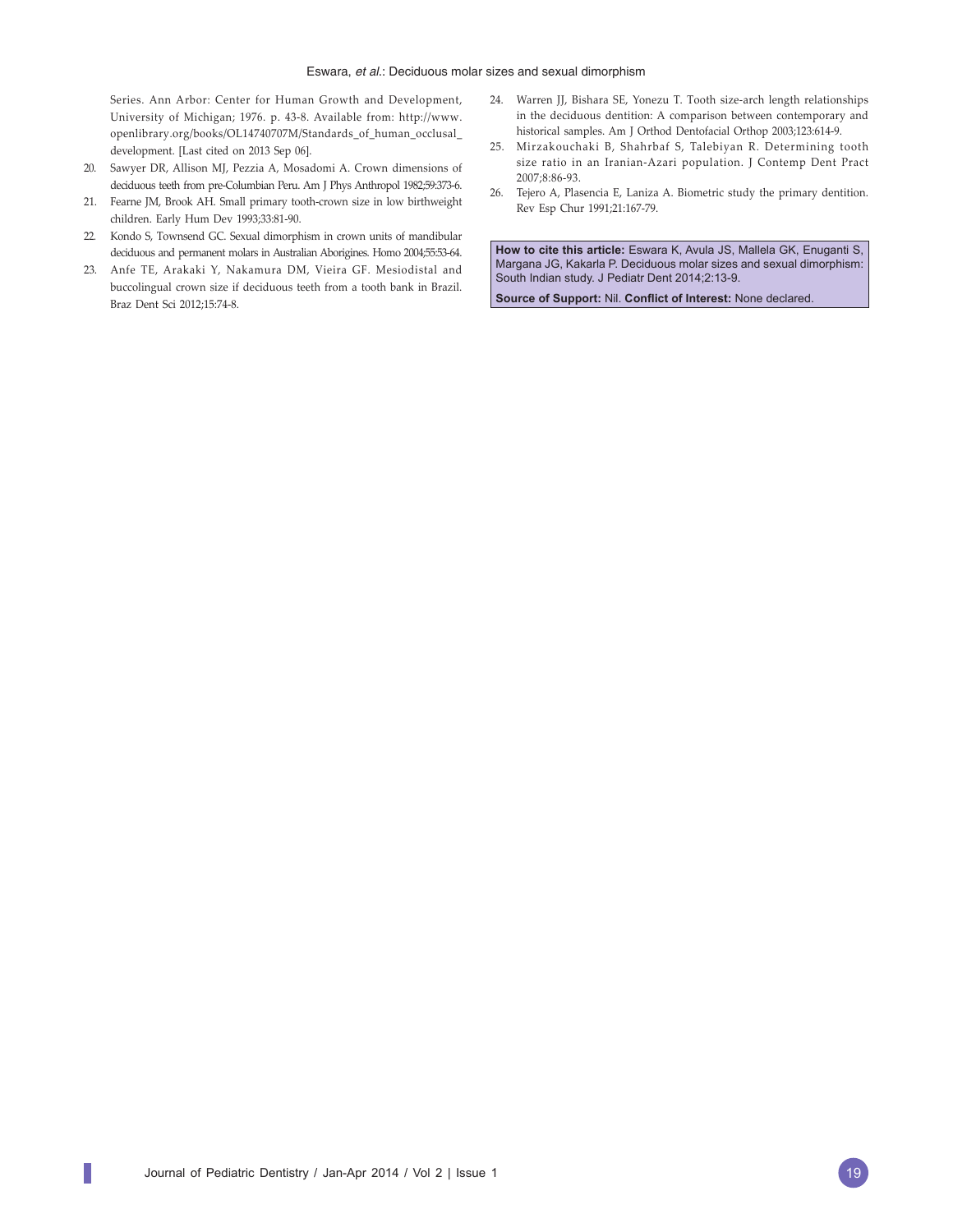Series. Ann Arbor: Center for Human Growth and Development, University of Michigan; 1976. p. 43-8. Available from: http://www.openlibrary.org/books/OL14740707M/Standards_of_human_occlusal_development. [Last cited on 2013 Sep 06].

20. Sawyer DR, Allison MJ, Pezzia A, Mosadomi A. Crown dimensions of deciduous teeth from pre-Columbian Peru. Am J Phys Anthropol 1982;59:373-6.
21. Fearne JM, Brook AH. Small primary tooth-crown size in low birthweight children. Early Hum Dev 1993;33:81-90.
22. Kondo S, Townsend GC. Sexual dimorphism in crown units of mandibular deciduous and permanent molars in Australian Aborigines. Homo 2004;55:53-64.
23. Anfe TE, Arakaki Y, Nakamura DM, Vieira GF. Mesiodistal and buccolingual crown size if deciduous teeth from a tooth bank in Brazil. Braz Dent Sci 2012;15:74-8.
24. Warren JJ, Bishara SE, Yonezu T. Tooth size-arch length relationships in the deciduous dentition: A comparison between contemporary and historical samples. Am J Orthod Dentofacial Orthop 2003;123:614-9.
25. Mirzakouchaki B, Shahrbaf S, Talebiyan R. Determining tooth size ratio in an Iranian-Azari population. J Contemp Dent Pract 2007;8:86-93.
26. Tejero A, Plasencia E, Laniza A. Biometric study the primary dentition. Rev Esp Chur 1991;21:167-79.

**How to cite this article:** Eswara K, Avula JS, Mallela GK, Enuganti S, Margana JG, Kakarla P. Deciduous molar sizes and sexual dimorphism: South Indian study. J Pediatr Dent 2014;2:13-9.

**Source of Support:** Nil. **Conflict of Interest:** None declared.